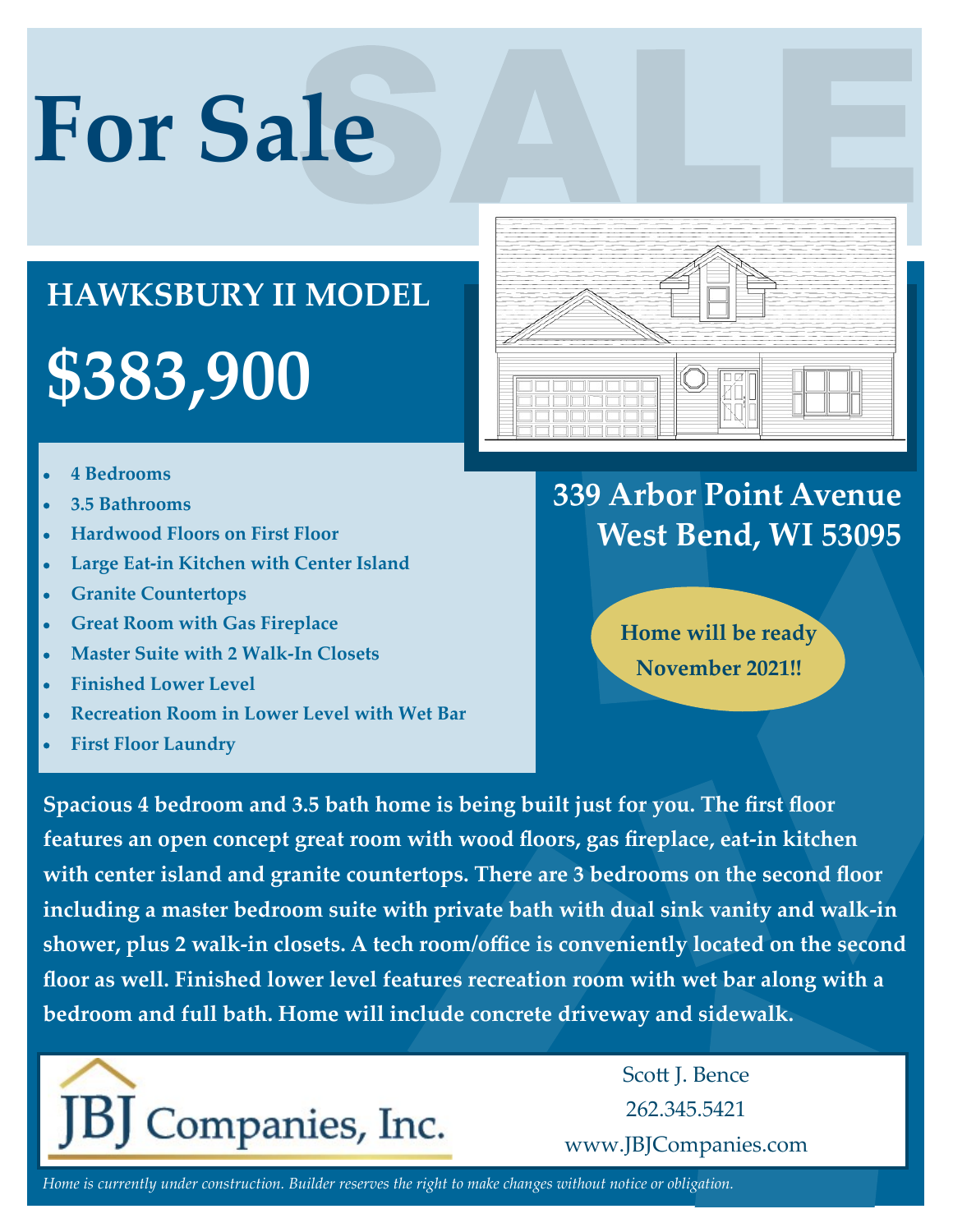# For Sale

## HAWKSBURY II MODEL

# $383,900

- **4 Bedrooms**
- **3.5 Bathrooms**
- **Hardwood Floors on First Floor**
- **Large Eat-in Kitchen with Center Island**
- **Granite Countertops**
- **Great Room with Gas Fireplace**
- **Master Suite with 2 Walk-In Closets**
- **Finished Lower Level**
- **Recreation Room in Lower Level with Wet Bar**
- **First Floor Laundry**

## 339 Arbor Point Avenue
## West Bend, WI 53095

**Home will be ready November 2021!!**

**Spacious 4 bedroom and 3.5 bath home is being built just for you. The first floor features an open concept great room with wood floors, gas fireplace, eat-in kitchen with center island and granite countertops. There are 3 bedrooms on the second floor including a master bedroom suite with private bath with dual sink vanity and walk-in shower, plus 2 walk-in closets. A tech room/office is conveniently located on the second floor as well. Finished lower level features recreation room with wet bar along with a bedroom and full bath. Home will include concrete driveway and sidewalk.**

JBJ Companies, Inc.

Scott J. Bence
262.345.5421
www.JBJCompanies.com

*Home is currently under construction. Builder reserves the right to make changes without notice or obligation.*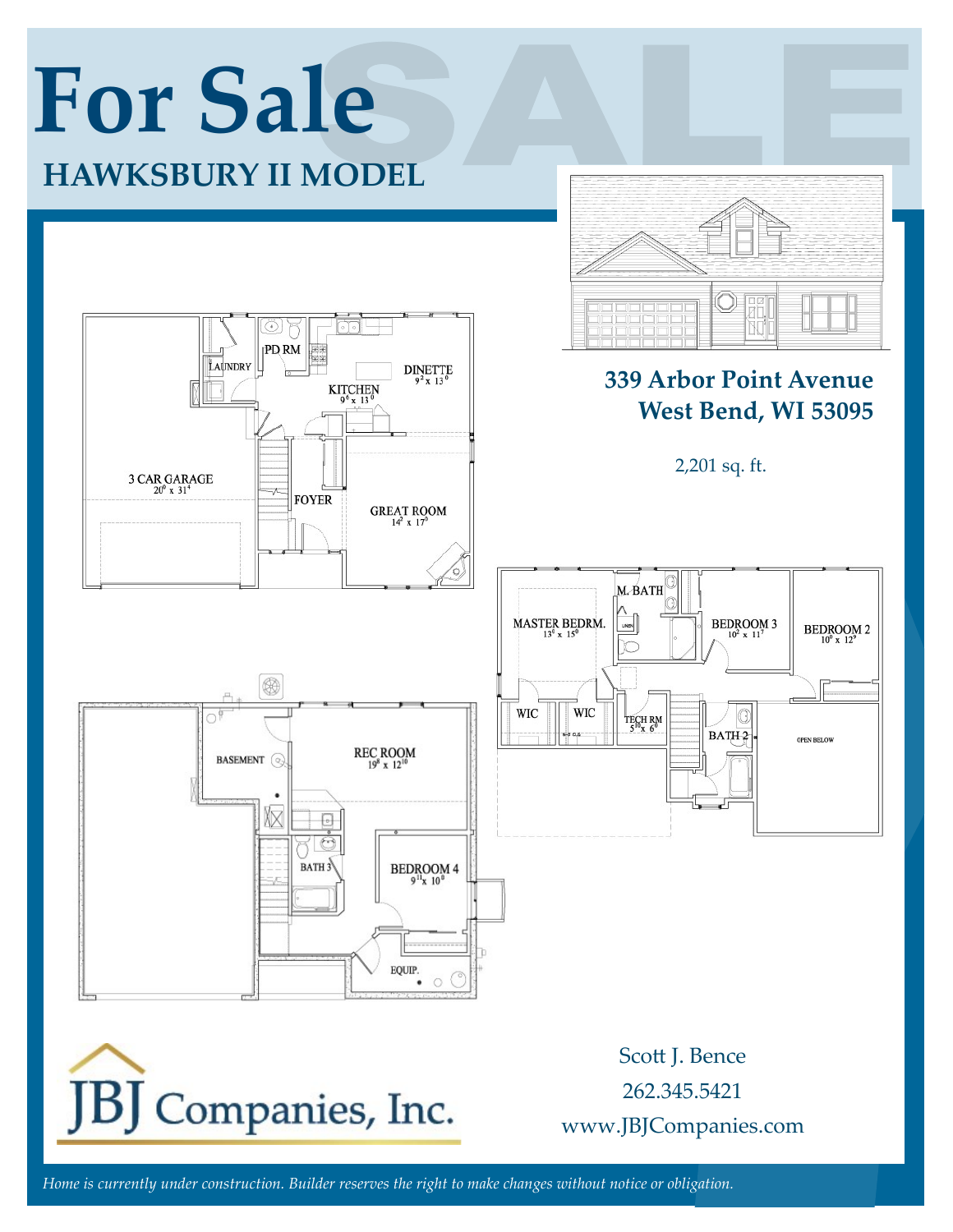# For Sale

## HAWKSBURY II MODEL

**339 Arbor Point Avenue**
**West Bend, WI 53095**

2,201 sq. ft.

PD RM
LAUNDRY
KITCHEN $9^6$ x $13^0$
DINETTE $9^2$ x $13^0$
3 CAR GARAGE $20^0$ x $31^4$
FOYER
GREAT ROOM $14^2$ x $17^0$

M. BATH
MASTER BEDRM. $13^0$ x $15^0$
BEDROOM 3 $10^2$ x $11^7$
BEDROOM 2 $10^0$ x $12^9$
WIC
WIC
TECH RM $5^{10}$ x $6^0$
BATH 2
OPEN BELOW

BASEMENT
REC ROOM $19^8$ x $12^{10}$
BATH 3
BEDROOM 4 $9^{11}$ x $10^0$
EQUIP.

JBJ Companies, Inc.

Scott J. Bence
262.345.5421
www.JBJCompanies.com

*Home is currently under construction. Builder reserves the right to make changes without notice or obligation.*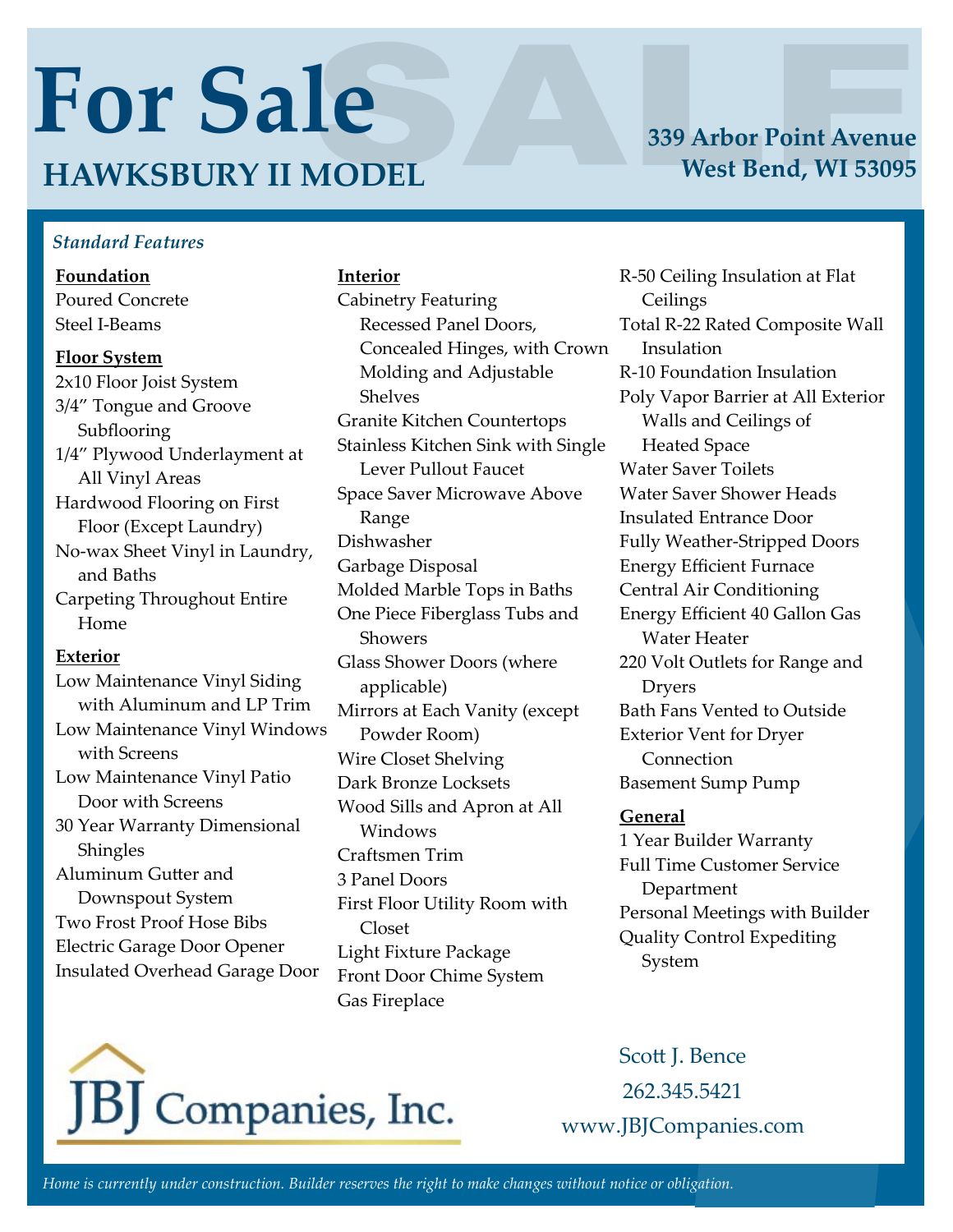# For Sale

## HAWKSBURY II MODEL

**339 Arbor Point Avenue**
**West Bend, WI 53095**

*Standard Features*

**Foundation**

Poured Concrete
Steel I-Beams

**Floor System**

2x10 Floor Joist System
3/4″ Tongue and Groove Subflooring
1/4″ Plywood Underlayment at All Vinyl Areas
Hardwood Flooring on First Floor (Except Laundry)
No-wax Sheet Vinyl in Laundry, and Baths
Carpeting Throughout Entire Home

**Exterior**

Low Maintenance Vinyl Siding with Aluminum and LP Trim
Low Maintenance Vinyl Windows with Screens
Low Maintenance Vinyl Patio Door with Screens
30 Year Warranty Dimensional Shingles
Aluminum Gutter and Downspout System
Two Frost Proof Hose Bibs
Electric Garage Door Opener
Insulated Overhead Garage Door

**Interior**

Cabinetry Featuring Recessed Panel Doors, Concealed Hinges, with Crown Molding and Adjustable Shelves
Granite Kitchen Countertops
Stainless Kitchen Sink with Single Lever Pullout Faucet
Space Saver Microwave Above Range
Dishwasher
Garbage Disposal
Molded Marble Tops in Baths
One Piece Fiberglass Tubs and Showers
Glass Shower Doors (where applicable)
Mirrors at Each Vanity (except Powder Room)
Wire Closet Shelving
Dark Bronze Locksets
Wood Sills and Apron at All Windows
Craftsmen Trim
3 Panel Doors
First Floor Utility Room with Closet
Light Fixture Package
Front Door Chime System
Gas Fireplace
R-50 Ceiling Insulation at Flat Ceilings
Total R-22 Rated Composite Wall Insulation
R-10 Foundation Insulation
Poly Vapor Barrier at All Exterior Walls and Ceilings of Heated Space
Water Saver Toilets
Water Saver Shower Heads
Insulated Entrance Door
Fully Weather-Stripped Doors
Energy Efficient Furnace
Central Air Conditioning
Energy Efficient 40 Gallon Gas Water Heater
220 Volt Outlets for Range and Dryers
Bath Fans Vented to Outside
Exterior Vent for Dryer Connection
Basement Sump Pump

**General**

1 Year Builder Warranty
Full Time Customer Service Department
Personal Meetings with Builder
Quality Control Expediting System

JBJ Companies, Inc.

Scott J. Bence
262.345.5421
www.JBJCompanies.com

*Home is currently under construction. Builder reserves the right to make changes without notice or obligation.*